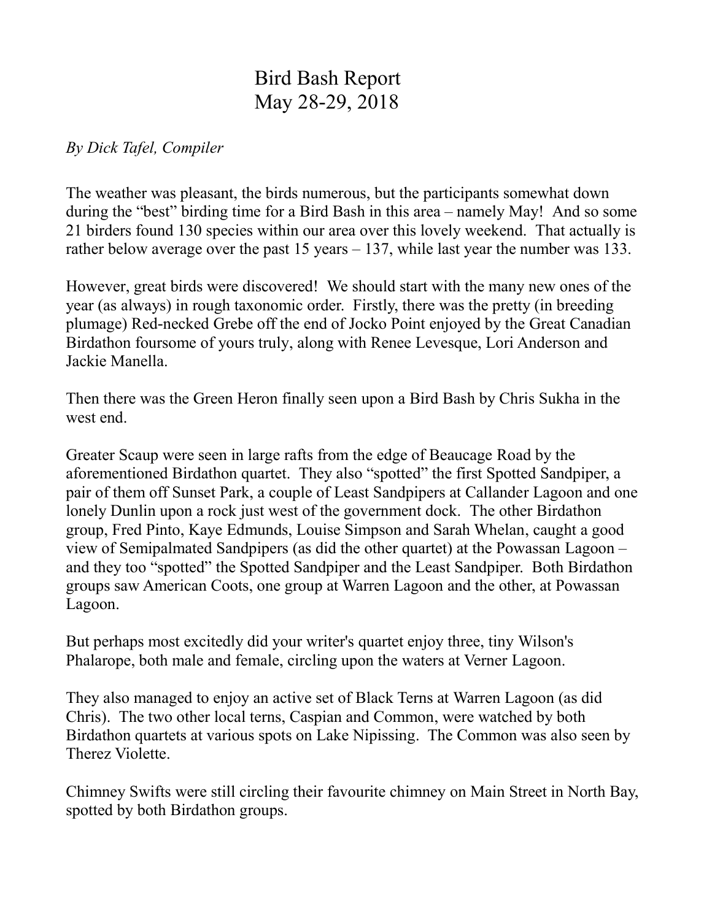# Bird Bash Report
# May 28-29, 2018

*By Dick Tafel, Compiler*

The weather was pleasant, the birds numerous, but the participants somewhat down during the "best" birding time for a Bird Bash in this area – namely May! And so some 21 birders found 130 species within our area over this lovely weekend. That actually is rather below average over the past 15 years – 137, while last year the number was 133.

However, great birds were discovered! We should start with the many new ones of the year (as always) in rough taxonomic order. Firstly, there was the pretty (in breeding plumage) Red-necked Grebe off the end of Jocko Point enjoyed by the Great Canadian Birdathon foursome of yours truly, along with Renee Levesque, Lori Anderson and Jackie Manella.

Then there was the Green Heron finally seen upon a Bird Bash by Chris Sukha in the west end.

Greater Scaup were seen in large rafts from the edge of Beaucage Road by the aforementioned Birdathon quartet. They also "spotted" the first Spotted Sandpiper, a pair of them off Sunset Park, a couple of Least Sandpipers at Callander Lagoon and one lonely Dunlin upon a rock just west of the government dock. The other Birdathon group, Fred Pinto, Kaye Edmunds, Louise Simpson and Sarah Whelan, caught a good view of Semipalmated Sandpipers (as did the other quartet) at the Powassan Lagoon – and they too "spotted" the Spotted Sandpiper and the Least Sandpiper. Both Birdathon groups saw American Coots, one group at Warren Lagoon and the other, at Powassan Lagoon.

But perhaps most excitedly did your writer's quartet enjoy three, tiny Wilson's Phalarope, both male and female, circling upon the waters at Verner Lagoon.

They also managed to enjoy an active set of Black Terns at Warren Lagoon (as did Chris). The two other local terns, Caspian and Common, were watched by both Birdathon quartets at various spots on Lake Nipissing. The Common was also seen by Therez Violette.

Chimney Swifts were still circling their favourite chimney on Main Street in North Bay, spotted by both Birdathon groups.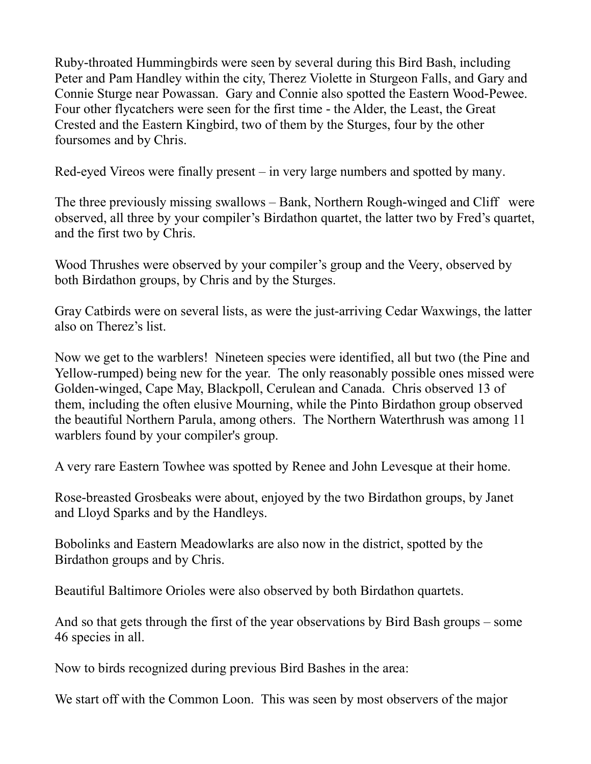Ruby-throated Hummingbirds were seen by several during this Bird Bash, including Peter and Pam Handley within the city, Therez Violette in Sturgeon Falls, and Gary and Connie Sturge near Powassan. Gary and Connie also spotted the Eastern Wood-Pewee. Four other flycatchers were seen for the first time - the Alder, the Least, the Great Crested and the Eastern Kingbird, two of them by the Sturges, four by the other foursomes and by Chris.

Red-eyed Vireos were finally present – in very large numbers and spotted by many.

The three previously missing swallows – Bank, Northern Rough-winged and Cliff were observed, all three by your compiler's Birdathon quartet, the latter two by Fred's quartet, and the first two by Chris.

Wood Thrushes were observed by your compiler's group and the Veery, observed by both Birdathon groups, by Chris and by the Sturges.

Gray Catbirds were on several lists, as were the just-arriving Cedar Waxwings, the latter also on Therez's list.

Now we get to the warblers! Nineteen species were identified, all but two (the Pine and Yellow-rumped) being new for the year. The only reasonably possible ones missed were Golden-winged, Cape May, Blackpoll, Cerulean and Canada. Chris observed 13 of them, including the often elusive Mourning, while the Pinto Birdathon group observed the beautiful Northern Parula, among others. The Northern Waterthrush was among 11 warblers found by your compiler's group.

A very rare Eastern Towhee was spotted by Renee and John Levesque at their home.

Rose-breasted Grosbeaks were about, enjoyed by the two Birdathon groups, by Janet and Lloyd Sparks and by the Handleys.

Bobolinks and Eastern Meadowlarks are also now in the district, spotted by the Birdathon groups and by Chris.

Beautiful Baltimore Orioles were also observed by both Birdathon quartets.

And so that gets through the first of the year observations by Bird Bash groups – some 46 species in all.

Now to birds recognized during previous Bird Bashes in the area:

We start off with the Common Loon. This was seen by most observers of the major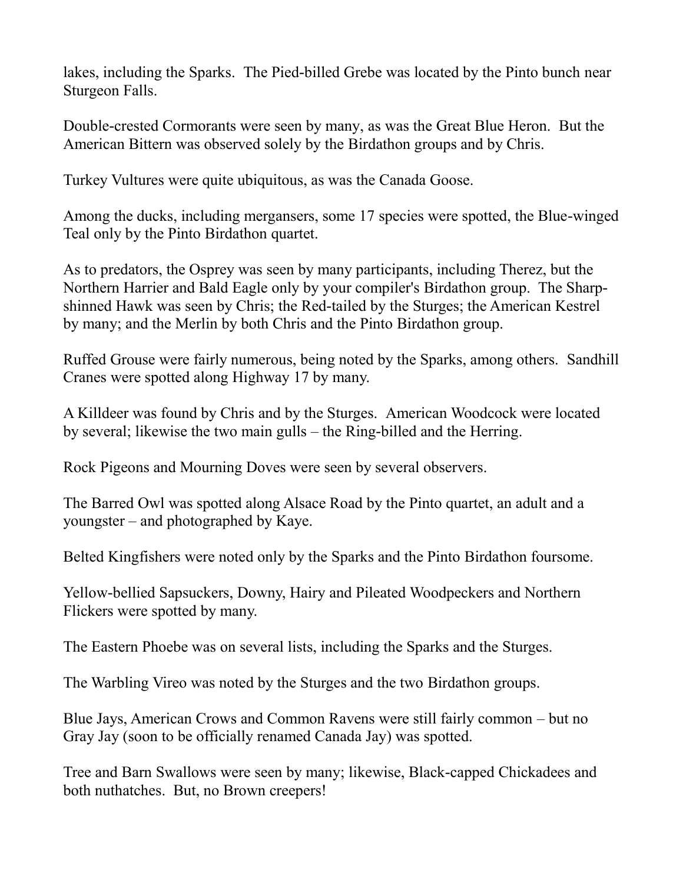lakes, including the Sparks. The Pied-billed Grebe was located by the Pinto bunch near Sturgeon Falls.

Double-crested Cormorants were seen by many, as was the Great Blue Heron. But the American Bittern was observed solely by the Birdathon groups and by Chris.

Turkey Vultures were quite ubiquitous, as was the Canada Goose.

Among the ducks, including mergansers, some 17 species were spotted, the Blue-winged Teal only by the Pinto Birdathon quartet.

As to predators, the Osprey was seen by many participants, including Therez, but the Northern Harrier and Bald Eagle only by your compiler's Birdathon group. The Sharp-shinned Hawk was seen by Chris; the Red-tailed by the Sturges; the American Kestrel by many; and the Merlin by both Chris and the Pinto Birdathon group.

Ruffed Grouse were fairly numerous, being noted by the Sparks, among others. Sandhill Cranes were spotted along Highway 17 by many.

A Killdeer was found by Chris and by the Sturges. American Woodcock were located by several; likewise the two main gulls – the Ring-billed and the Herring.

Rock Pigeons and Mourning Doves were seen by several observers.

The Barred Owl was spotted along Alsace Road by the Pinto quartet, an adult and a youngster – and photographed by Kaye.

Belted Kingfishers were noted only by the Sparks and the Pinto Birdathon foursome.

Yellow-bellied Sapsuckers, Downy, Hairy and Pileated Woodpeckers and Northern Flickers were spotted by many.

The Eastern Phoebe was on several lists, including the Sparks and the Sturges.

The Warbling Vireo was noted by the Sturges and the two Birdathon groups.

Blue Jays, American Crows and Common Ravens were still fairly common – but no Gray Jay (soon to be officially renamed Canada Jay) was spotted.

Tree and Barn Swallows were seen by many; likewise, Black-capped Chickadees and both nuthatches. But, no Brown creepers!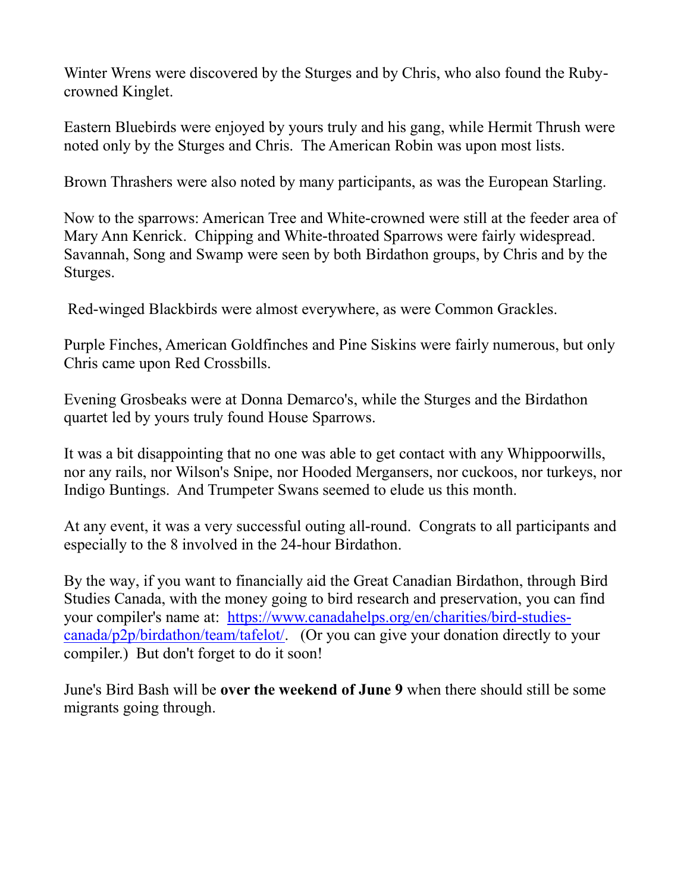Winter Wrens were discovered by the Sturges and by Chris, who also found the Ruby-crowned Kinglet.

Eastern Bluebirds were enjoyed by yours truly and his gang, while Hermit Thrush were noted only by the Sturges and Chris. The American Robin was upon most lists.

Brown Thrashers were also noted by many participants, as was the European Starling.

Now to the sparrows: American Tree and White-crowned were still at the feeder area of Mary Ann Kenrick. Chipping and White-throated Sparrows were fairly widespread. Savannah, Song and Swamp were seen by both Birdathon groups, by Chris and by the Sturges.

Red-winged Blackbirds were almost everywhere, as were Common Grackles.

Purple Finches, American Goldfinches and Pine Siskins were fairly numerous, but only Chris came upon Red Crossbills.

Evening Grosbeaks were at Donna Demarco's, while the Sturges and the Birdathon quartet led by yours truly found House Sparrows.

It was a bit disappointing that no one was able to get contact with any Whippoorwills, nor any rails, nor Wilson's Snipe, nor Hooded Mergansers, nor cuckoos, nor turkeys, nor Indigo Buntings. And Trumpeter Swans seemed to elude us this month.

At any event, it was a very successful outing all-round. Congrats to all participants and especially to the 8 involved in the 24-hour Birdathon.

By the way, if you want to financially aid the Great Canadian Birdathon, through Bird Studies Canada, with the money going to bird research and preservation, you can find your compiler's name at: [https://www.canadahelps.org/en/charities/bird-studies-canada/p2p/birdathon/team/tafelot/](https://www.canadahelps.org/en/charities/bird-studies-canada/p2p/birdathon/team/tafelot/). (Or you can give your donation directly to your compiler.) But don't forget to do it soon!

June's Bird Bash will be **over the weekend of June 9** when there should still be some migrants going through.